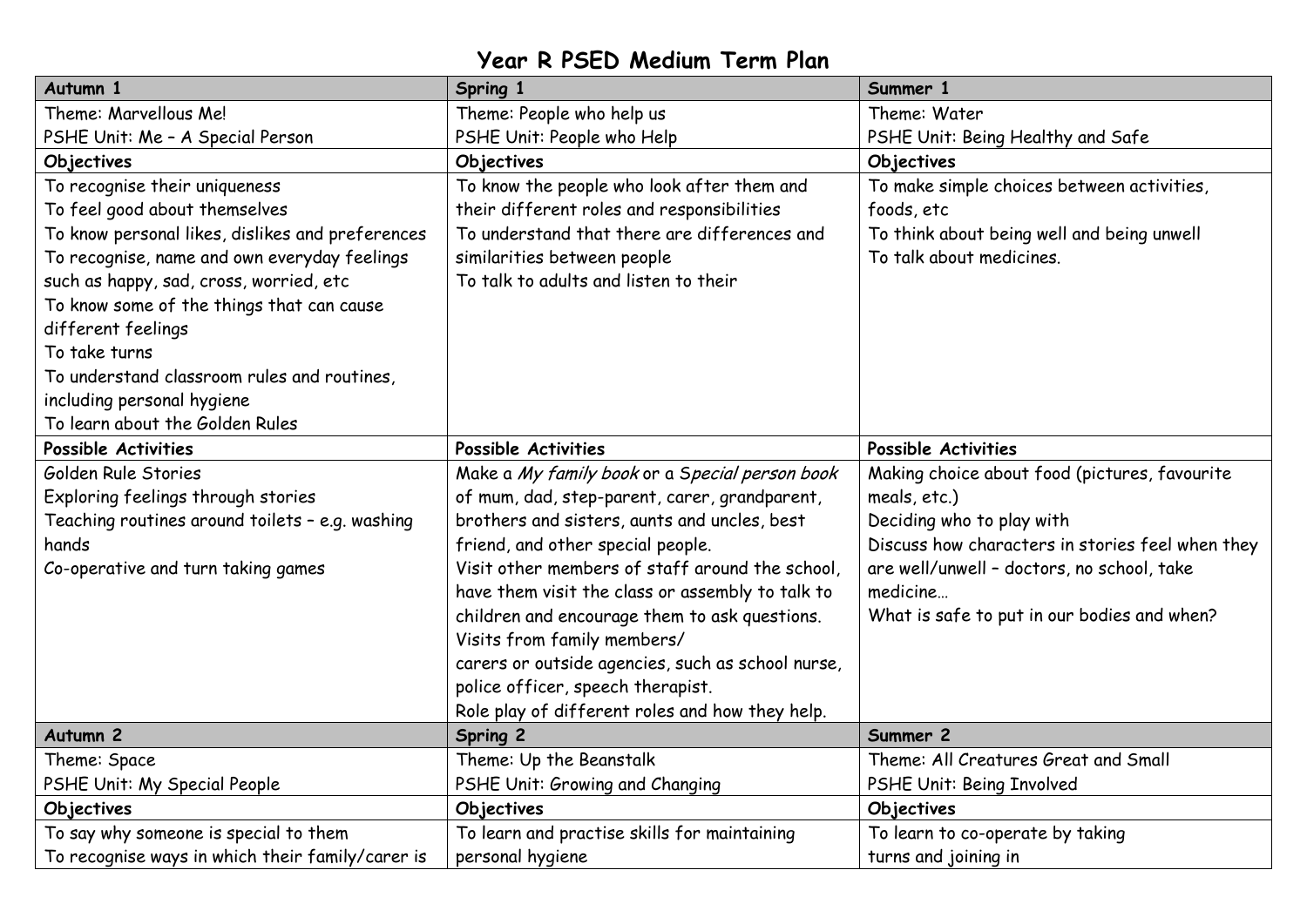# Year R PSED Medium Term Plan

| Autumn 1 | Spring 1 | Summer 1 |
| --- | --- | --- |
| Theme: Marvellous Me!<br>PSHE Unit: Me – A Special Person | Theme: People who help us<br>PSHE Unit: People who Help | Theme: Water<br>PSHE Unit: Being Healthy and Safe |
| **Objectives** | **Objectives** | **Objectives** |
| To recognise their uniqueness<br>To feel good about themselves<br>To know personal likes, dislikes and preferences<br>To recognise, name and own everyday feelings such as happy, sad, cross, worried, etc<br>To know some of the things that can cause different feelings<br>To take turns<br>To understand classroom rules and routines, including personal hygiene<br>To learn about the Golden Rules | To know the people who look after them and their different roles and responsibilities<br>To understand that there are differences and similarities between people<br>To talk to adults and listen to their | To make simple choices between activities, foods, etc<br>To think about being well and being unwell<br>To talk about medicines. |
| **Possible Activities** | **Possible Activities** | **Possible Activities** |
| Golden Rule Stories<br>Exploring feelings through stories<br>Teaching routines around toilets – e.g. washing hands<br>Co-operative and turn taking games | Make a *My family book* or a *Special person book* of mum, dad, step-parent, carer, grandparent, brothers and sisters, aunts and uncles, best friend, and other special people.<br>Visit other members of staff around the school, have them visit the class or assembly to talk to children and encourage them to ask questions.<br>Visits from family members/ carers or outside agencies, such as school nurse, police officer, speech therapist.<br>Role play of different roles and how they help. | Making choice about food (pictures, favourite meals, etc.)<br>Deciding who to play with<br>Discuss how characters in stories feel when they are well/unwell – doctors, no school, take medicine…<br>What is safe to put in our bodies and when? |
| **Autumn 2** | **Spring 2** | **Summer 2** |
| Theme: Space<br>PSHE Unit: My Special People | Theme: Up the Beanstalk<br>PSHE Unit: Growing and Changing | Theme: All Creatures Great and Small<br>PSHE Unit: Being Involved |
| **Objectives** | **Objectives** | **Objectives** |
| To say why someone is special to them<br>To recognise ways in which their family/carer is | To learn and practise skills for maintaining personal hygiene | To learn to co-operate by taking turns and joining in |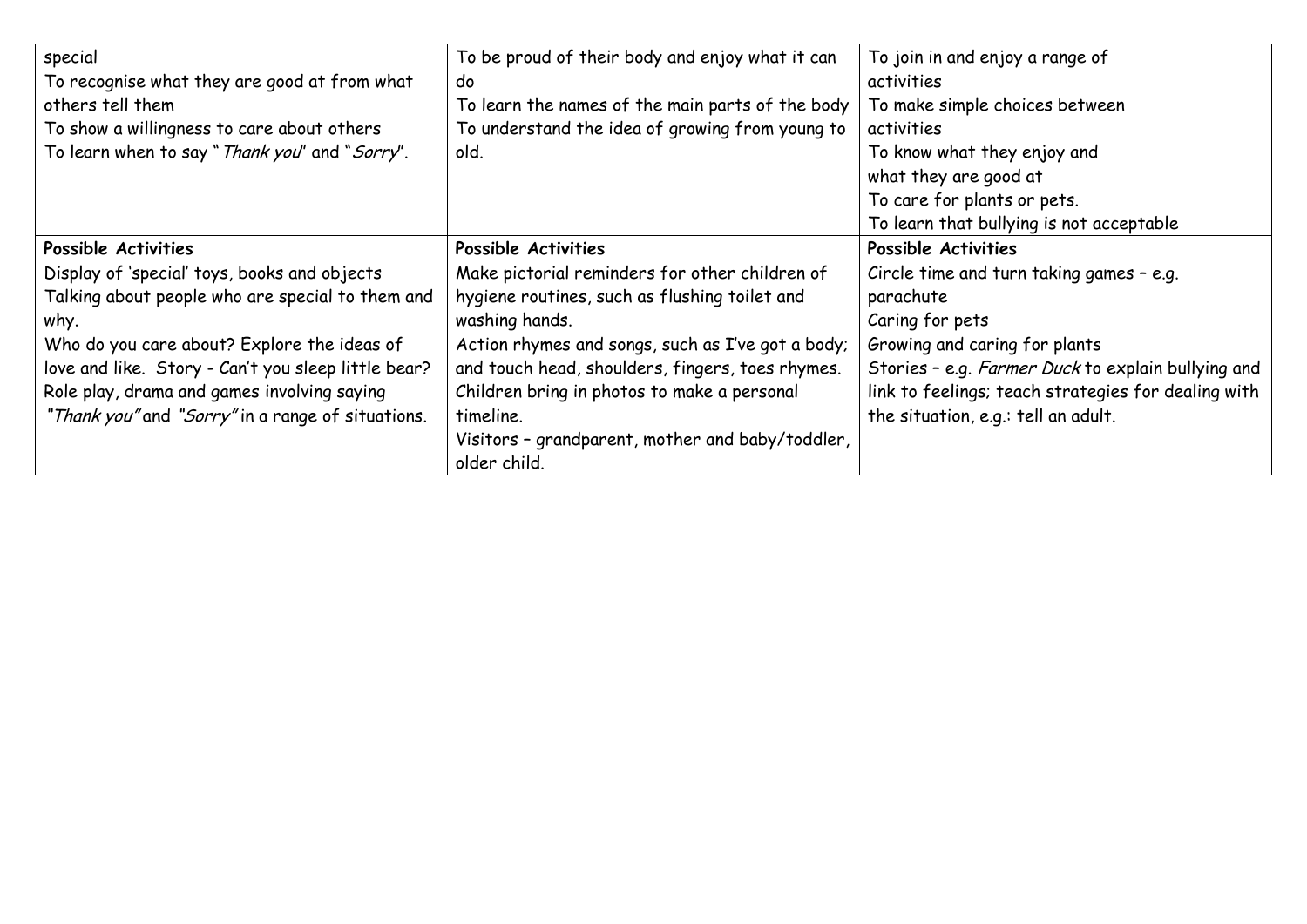| special<br>To recognise what they are good at from what others tell them<br>To show a willingness to care about others<br>To learn when to say "*Thank you*" and "*Sorry*". | To be proud of their body and enjoy what it can do<br>To learn the names of the main parts of the body<br>To understand the idea of growing from young to old. | To join in and enjoy a range of activities<br>To make simple choices between activities<br>To know what they enjoy and what they are good at<br>To care for plants or pets.<br>To learn that bullying is not acceptable |
|---|---|---|
| **Possible Activities** | **Possible Activities** | **Possible Activities** |
| Display of 'special' toys, books and objects<br>Talking about people who are special to them and why.<br>Who do you care about? Explore the ideas of love and like. Story - Can't you sleep little bear?<br>Role play, drama and games involving saying *"Thank you"* and *"Sorry"* in a range of situations. | Make pictorial reminders for other children of hygiene routines, such as flushing toilet and washing hands.<br>Action rhymes and songs, such as I've got a body; and touch head, shoulders, fingers, toes rhymes.<br>Children bring in photos to make a personal timeline.<br>Visitors – grandparent, mother and baby/toddler, older child. | Circle time and turn taking games – e.g. parachute<br>Caring for pets<br>Growing and caring for plants<br>Stories – e.g. *Farmer Duck* to explain bullying and link to feelings; teach strategies for dealing with the situation, e.g.: tell an adult. |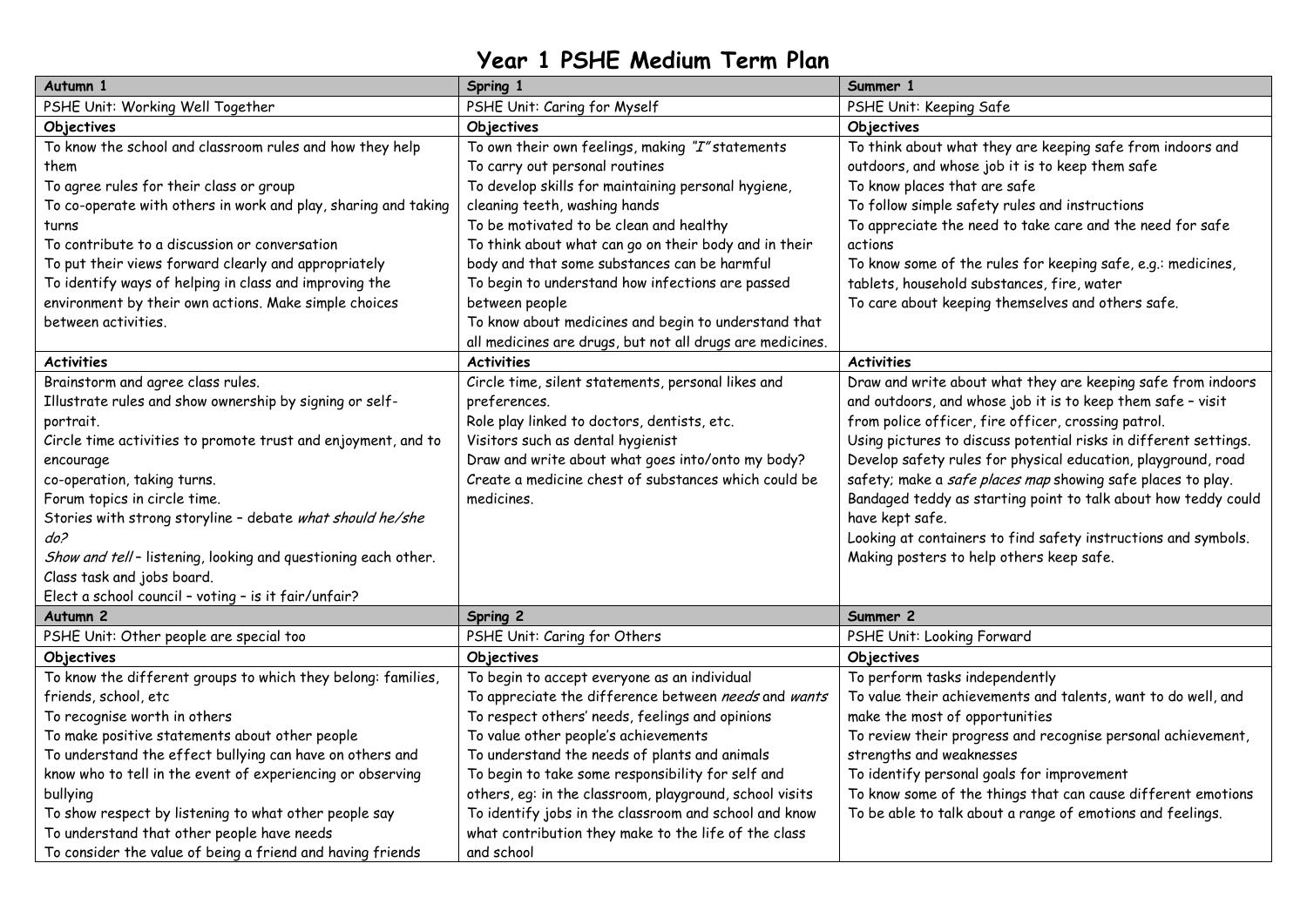# Year 1 PSHE Medium Term Plan

| Autumn 1 | Spring 1 | Summer 1 |
|---|---|---|
| PSHE Unit: Working Well Together | PSHE Unit: Caring for Myself | PSHE Unit: Keeping Safe |
| **Objectives** | **Objectives** | **Objectives** |
| To know the school and classroom rules and how they help them<br>To agree rules for their class or group<br>To co-operate with others in work and play, sharing and taking turns<br>To contribute to a discussion or conversation<br>To put their views forward clearly and appropriately<br>To identify ways of helping in class and improving the environment by their own actions. Make simple choices between activities. | To own their own feelings, making *"I"* statements<br>To carry out personal routines<br>To develop skills for maintaining personal hygiene, cleaning teeth, washing hands<br>To be motivated to be clean and healthy<br>To think about what can go on their body and in their body and that some substances can be harmful<br>To begin to understand how infections are passed between people<br>To know about medicines and begin to understand that all medicines are drugs, but not all drugs are medicines. | To think about what they are keeping safe from indoors and outdoors, and whose job it is to keep them safe<br>To know places that are safe<br>To follow simple safety rules and instructions<br>To appreciate the need to take care and the need for safe actions<br>To know some of the rules for keeping safe, e.g.: medicines, tablets, household substances, fire, water<br>To care about keeping themselves and others safe. |
| **Activities** | **Activities** | **Activities** |
| Brainstorm and agree class rules.<br>Illustrate rules and show ownership by signing or self-portrait.<br>Circle time activities to promote trust and enjoyment, and to encourage<br>co-operation, taking turns.<br>Forum topics in circle time.<br>Stories with strong storyline – debate *what should he/she do?*<br>*Show and tell* – listening, looking and questioning each other.<br>Class task and jobs board.<br>Elect a school council – voting – is it fair/unfair? | Circle time, silent statements, personal likes and preferences.<br>Role play linked to doctors, dentists, etc.<br>Visitors such as dental hygienist<br>Draw and write about what goes into/onto my body?<br>Create a medicine chest of substances which could be medicines. | Draw and write about what they are keeping safe from indoors and outdoors, and whose job it is to keep them safe – visit from police officer, fire officer, crossing patrol.<br>Using pictures to discuss potential risks in different settings.<br>Develop safety rules for physical education, playground, road safety; make a *safe places map* showing safe places to play.<br>Bandaged teddy as starting point to talk about how teddy could have kept safe.<br>Looking at containers to find safety instructions and symbols.<br>Making posters to help others keep safe. |
| **Autumn 2** | **Spring 2** | **Summer 2** |
| PSHE Unit: Other people are special too | PSHE Unit: Caring for Others | PSHE Unit: Looking Forward |
| **Objectives** | **Objectives** | **Objectives** |
| To know the different groups to which they belong: families, friends, school, etc<br>To recognise worth in others<br>To make positive statements about other people<br>To understand the effect bullying can have on others and know who to tell in the event of experiencing or observing bullying<br>To show respect by listening to what other people say<br>To understand that other people have needs<br>To consider the value of being a friend and having friends | To begin to accept everyone as an individual<br>To appreciate the difference between *needs* and *wants*<br>To respect others' needs, feelings and opinions<br>To value other people's achievements<br>To understand the needs of plants and animals<br>To begin to take some responsibility for self and others, eg: in the classroom, playground, school visits<br>To identify jobs in the classroom and school and know what contribution they make to the life of the class and school | To perform tasks independently<br>To value their achievements and talents, want to do well, and make the most of opportunities<br>To review their progress and recognise personal achievement, strengths and weaknesses<br>To identify personal goals for improvement<br>To know some of the things that can cause different emotions<br>To be able to talk about a range of emotions and feelings. |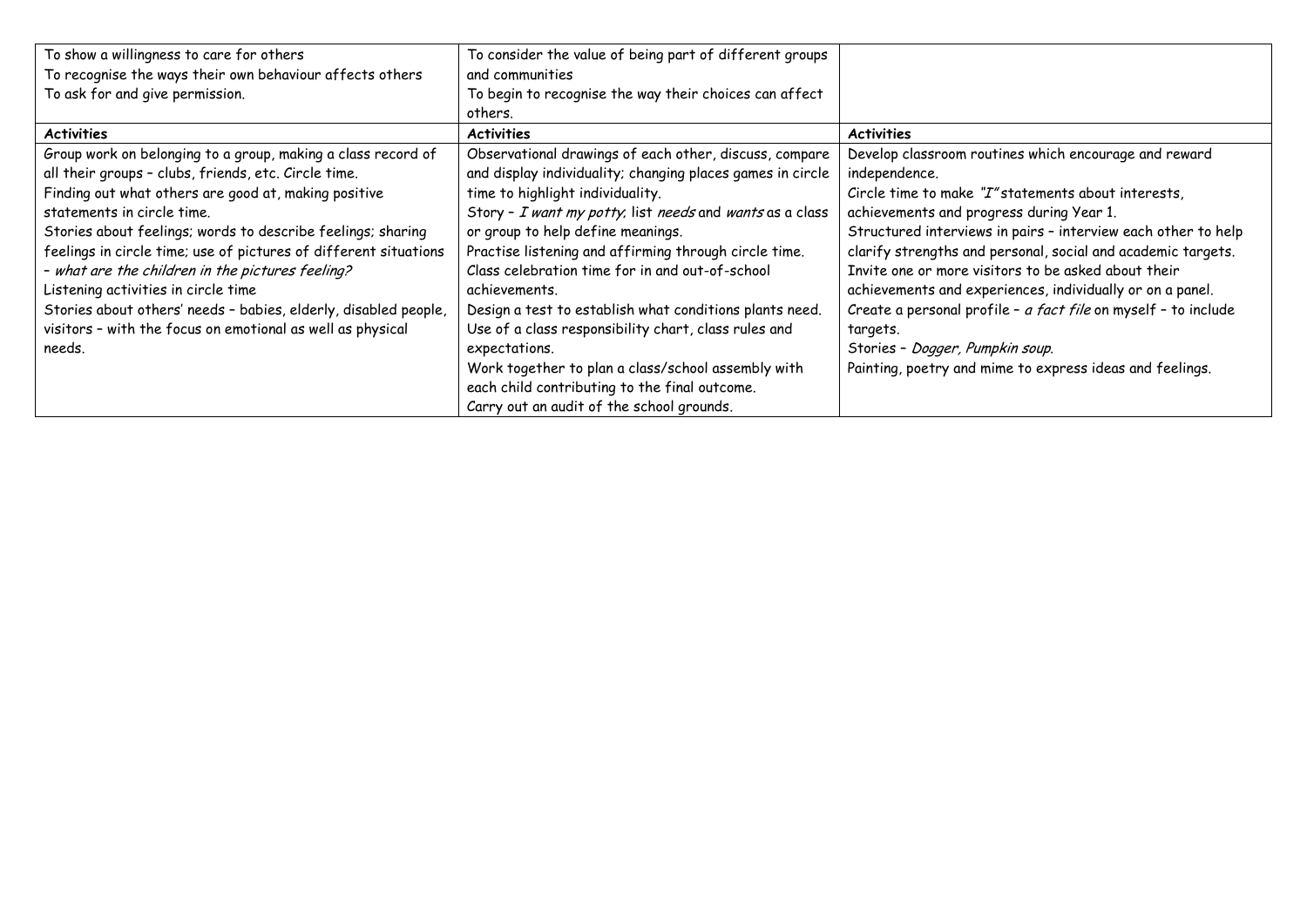| To show a willingness to care for others<br>To recognise the ways their own behaviour affects others<br>To ask for and give permission. | To consider the value of being part of different groups and communities<br>To begin to recognise the way their choices can affect others. | |
|---|---|---|
| **Activities** | **Activities** | **Activities** |
| Group work on belonging to a group, making a class record of all their groups – clubs, friends, etc. Circle time.<br>Finding out what others are good at, making positive statements in circle time.<br>Stories about feelings; words to describe feelings; sharing feelings in circle time; use of pictures of different situations – *what are the children in the pictures feeling?*<br>Listening activities in circle time<br>Stories about others' needs – babies, elderly, disabled people, visitors – with the focus on emotional as well as physical needs. | Observational drawings of each other, discuss, compare and display individuality; changing places games in circle time to highlight individuality.<br>Story – *I want my potty*; list *needs* and *wants* as a class or group to help define meanings.<br>Practise listening and affirming through circle time.<br>Class celebration time for in and out-of-school achievements.<br>Design a test to establish what conditions plants need.<br>Use of a class responsibility chart, class rules and expectations.<br>Work together to plan a class/school assembly with each child contributing to the final outcome.<br>Carry out an audit of the school grounds. | Develop classroom routines which encourage and reward independence.<br>Circle time to make *"I"* statements about interests, achievements and progress during Year 1.<br>Structured interviews in pairs – interview each other to help clarify strengths and personal, social and academic targets.<br>Invite one or more visitors to be asked about their achievements and experiences, individually or on a panel.<br>Create a personal profile – *a fact file* on myself – to include targets.<br>Stories – *Dogger, Pumpkin soup.*<br>Painting, poetry and mime to express ideas and feelings. |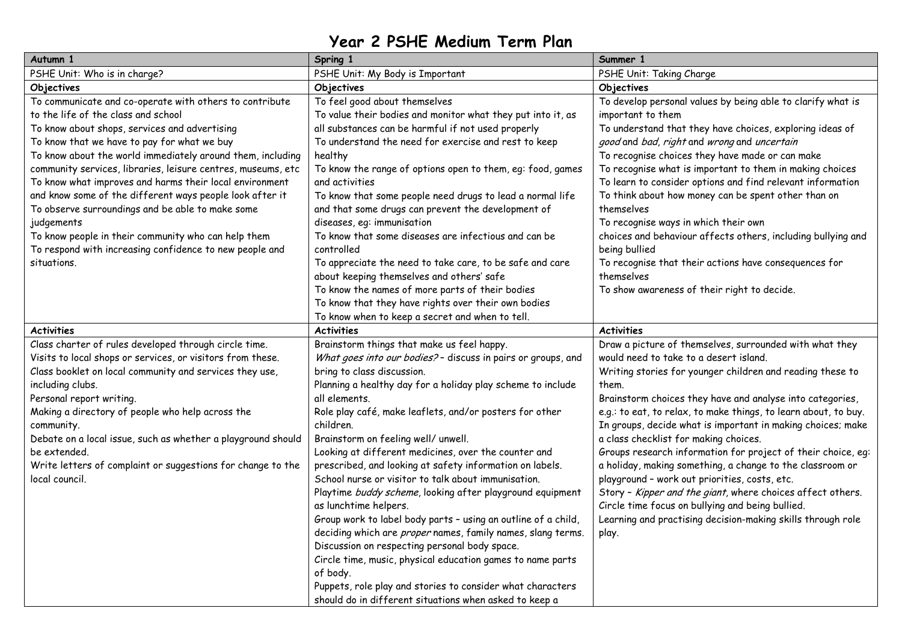# Year 2 PSHE Medium Term Plan

| Autumn 1 | Spring 1 | Summer 1 |
|---|---|---|
| PSHE Unit: Who is in charge? | PSHE Unit: My Body is Important | PSHE Unit: Taking Charge |
| **Objectives** | **Objectives** | **Objectives** |
| To communicate and co-operate with others to contribute to the life of the class and school<br>To know about shops, services and advertising<br>To know that we have to pay for what we buy<br>To know about the world immediately around them, including community services, libraries, leisure centres, museums, etc<br>To know what improves and harms their local environment and know some of the different ways people look after it<br>To observe surroundings and be able to make some judgements<br>To know people in their community who can help them<br>To respond with increasing confidence to new people and situations. | To feel good about themselves<br>To value their bodies and monitor what they put into it, as all substances can be harmful if not used properly<br>To understand the need for exercise and rest to keep healthy<br>To know the range of options open to them, eg: food, games and activities<br>To know that some people need drugs to lead a normal life and that some drugs can prevent the development of diseases, eg: immunisation<br>To know that some diseases are infectious and can be controlled<br>To appreciate the need to take care, to be safe and care about keeping themselves and others' safe<br>To know the names of more parts of their bodies<br>To know that they have rights over their own bodies<br>To know when to keep a secret and when to tell. | To develop personal values by being able to clarify what is important to them<br>To understand that they have choices, exploring ideas of *good* and *bad*, *right* and *wrong* and *uncertain*<br>To recognise choices they have made or can make<br>To recognise what is important to them in making choices<br>To learn to consider options and find relevant information<br>To think about how money can be spent other than on themselves<br>To recognise ways in which their own choices and behaviour affects others, including bullying and being bullied<br>To recognise that their actions have consequences for themselves<br>To show awareness of their right to decide. |
| **Activities** | **Activities** | **Activities** |
| Class charter of rules developed through circle time.<br>Visits to local shops or services, or visitors from these.<br>Class booklet on local community and services they use, including clubs.<br>Personal report writing.<br>Making a directory of people who help across the community.<br>Debate on a local issue, such as whether a playground should be extended.<br>Write letters of complaint or suggestions for change to the local council. | Brainstorm things that make us feel happy.<br>*What goes into our bodies?* – discuss in pairs or groups, and bring to class discussion.<br>Planning a healthy day for a holiday play scheme to include all elements.<br>Role play café, make leaflets, and/or posters for other children.<br>Brainstorm on feeling well/ unwell.<br>Looking at different medicines, over the counter and prescribed, and looking at safety information on labels.<br>School nurse or visitor to talk about immunisation.<br>Playtime *buddy scheme*, looking after playground equipment as lunchtime helpers.<br>Group work to label body parts – using an outline of a child, deciding which are *proper* names, family names, slang terms.<br>Discussion on respecting personal body space.<br>Circle time, music, physical education games to name parts of body.<br>Puppets, role play and stories to consider what characters should do in different situations when asked to keep a | Draw a picture of themselves, surrounded with what they would need to take to a desert island.<br>Writing stories for younger children and reading these to them.<br>Brainstorm choices they have and analyse into categories, e.g.: to eat, to relax, to make things, to learn about, to buy.<br>In groups, decide what is important in making choices; make a class checklist for making choices.<br>Groups research information for project of their choice, eg: a holiday, making something, a change to the classroom or playground – work out priorities, costs, etc.<br>Story – *Kipper and the giant*, where choices affect others.<br>Circle time focus on bullying and being bullied.<br>Learning and practising decision-making skills through role play. |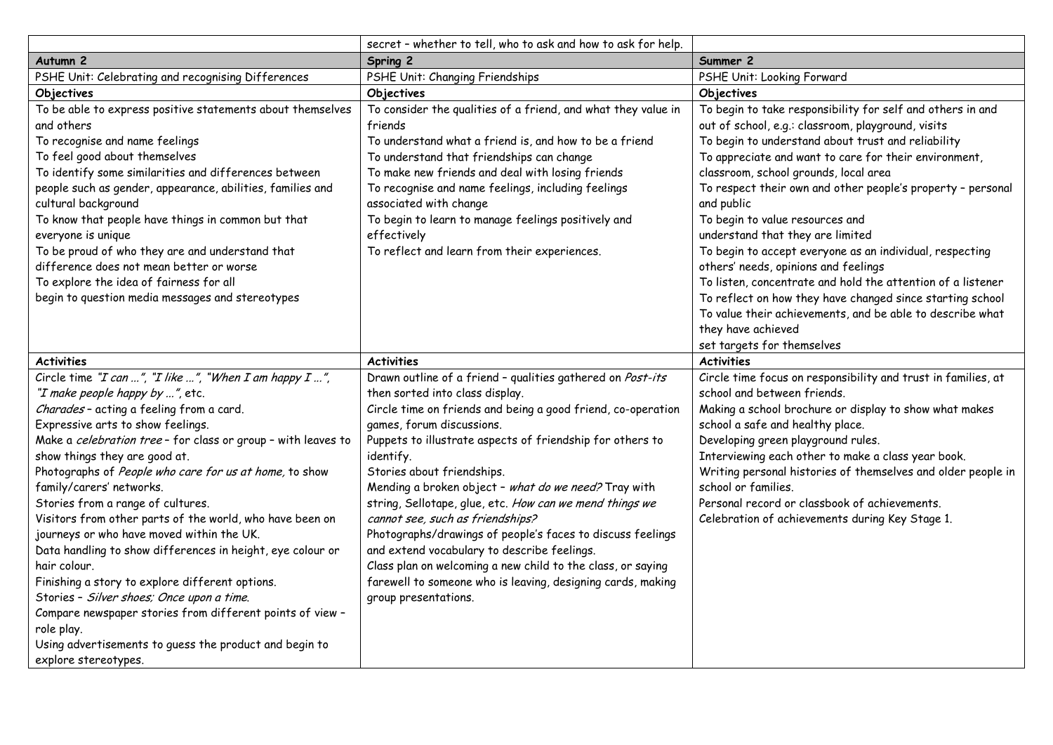| | | |
|---|---|---|
| | secret – whether to tell, who to ask and how to ask for help. | |
| **Autumn 2** | **Spring 2** | **Summer 2** |
| PSHE Unit: Celebrating and recognising Differences | PSHE Unit: Changing Friendships | PSHE Unit: Looking Forward |
| **Objectives** | **Objectives** | **Objectives** |
| To be able to express positive statements about themselves and others<br>To recognise and name feelings<br>To feel good about themselves<br>To identify some similarities and differences between people such as gender, appearance, abilities, families and cultural background<br>To know that people have things in common but that everyone is unique<br>To be proud of who they are and understand that difference does not mean better or worse<br>To explore the idea of fairness for all<br>begin to question media messages and stereotypes | To consider the qualities of a friend, and what they value in friends<br>To understand what a friend is, and how to be a friend<br>To understand that friendships can change<br>To make new friends and deal with losing friends<br>To recognise and name feelings, including feelings associated with change<br>To begin to learn to manage feelings positively and effectively<br>To reflect and learn from their experiences. | To begin to take responsibility for self and others in and out of school, e.g.: classroom, playground, visits<br>To begin to understand about trust and reliability<br>To appreciate and want to care for their environment, classroom, school grounds, local area<br>To respect their own and other people's property – personal and public<br>To begin to value resources and understand that they are limited<br>To begin to accept everyone as an individual, respecting others' needs, opinions and feelings<br>To listen, concentrate and hold the attention of a listener<br>To reflect on how they have changed since starting school<br>To value their achievements, and be able to describe what they have achieved<br>set targets for themselves |
| **Activities** | **Activities** | **Activities** |
| Circle time *"I can …", "I like …", "When I am happy I …", "I make people happy by …"*, etc.<br>*Charades* – acting a feeling from a card.<br>Expressive arts to show feelings.<br>Make a *celebration tree* – for class or group – with leaves to show things they are good at.<br>Photographs of *People who care for us at home,* to show family/carers' networks.<br>Stories from a range of cultures.<br>Visitors from other parts of the world, who have been on journeys or who have moved within the UK.<br>Data handling to show differences in height, eye colour or hair colour.<br>Finishing a story to explore different options.<br>Stories – *Silver shoes; Once upon a time*.<br>Compare newspaper stories from different points of view – role play.<br>Using advertisements to guess the product and begin to explore stereotypes. | Drawn outline of a friend – qualities gathered on *Post-its* then sorted into class display.<br>Circle time on friends and being a good friend, co-operation games, forum discussions.<br>Puppets to illustrate aspects of friendship for others to identify.<br>Stories about friendships.<br>Mending a broken object – *what do we need?* Tray with string, Sellotape, glue, etc. *How can we mend things we cannot see, such as friendships?*<br>Photographs/drawings of people's faces to discuss feelings and extend vocabulary to describe feelings.<br>Class plan on welcoming a new child to the class, or saying farewell to someone who is leaving, designing cards, making group presentations. | Circle time focus on responsibility and trust in families, at school and between friends.<br>Making a school brochure or display to show what makes school a safe and healthy place.<br>Developing green playground rules.<br>Interviewing each other to make a class year book.<br>Writing personal histories of themselves and older people in school or families.<br>Personal record or classbook of achievements.<br>Celebration of achievements during Key Stage 1. |